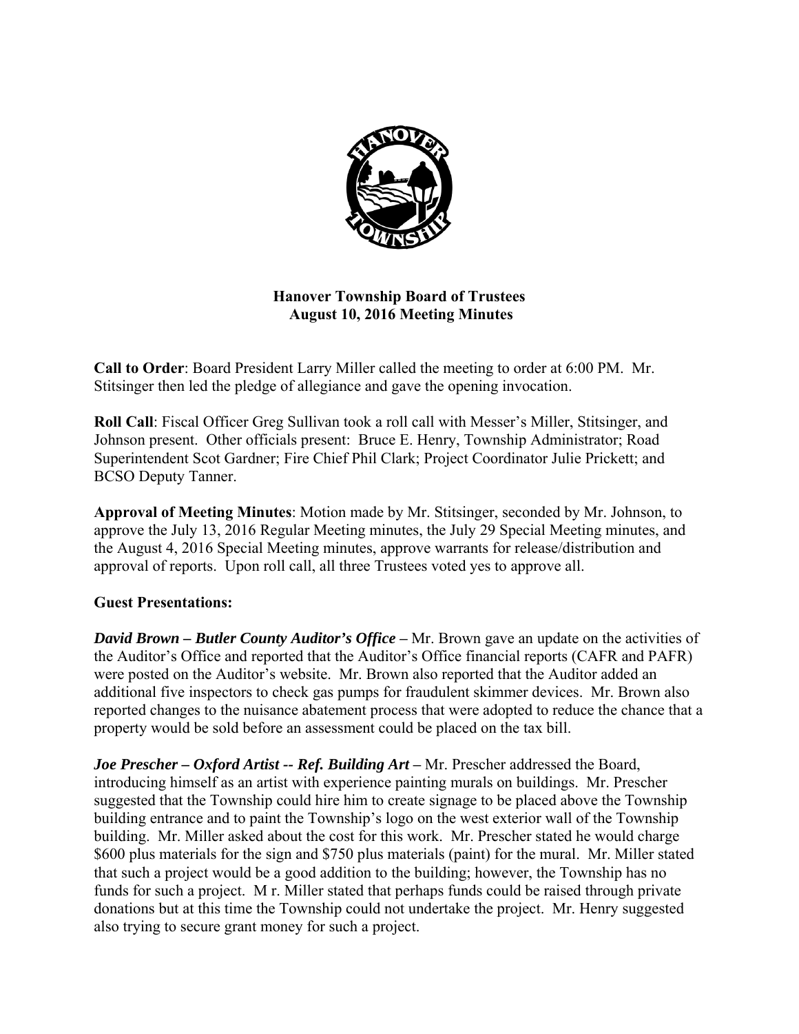**Hanover Township Board of Trustees**
**August 10, 2016 Meeting Minutes**

**Call to Order**: Board President Larry Miller called the meeting to order at 6:00 PM. Mr. Stitsinger then led the pledge of allegiance and gave the opening invocation.

**Roll Call**: Fiscal Officer Greg Sullivan took a roll call with Messer's Miller, Stitsinger, and Johnson present. Other officials present: Bruce E. Henry, Township Administrator; Road Superintendent Scot Gardner; Fire Chief Phil Clark; Project Coordinator Julie Prickett; and BCSO Deputy Tanner.

**Approval of Meeting Minutes**: Motion made by Mr. Stitsinger, seconded by Mr. Johnson, to approve the July 13, 2016 Regular Meeting minutes, the July 29 Special Meeting minutes, and the August 4, 2016 Special Meeting minutes, approve warrants for release/distribution and approval of reports. Upon roll call, all three Trustees voted yes to approve all.

**Guest Presentations:**

***David Brown – Butler County Auditor's Office –*** Mr. Brown gave an update on the activities of the Auditor's Office and reported that the Auditor's Office financial reports (CAFR and PAFR) were posted on the Auditor's website. Mr. Brown also reported that the Auditor added an additional five inspectors to check gas pumps for fraudulent skimmer devices. Mr. Brown also reported changes to the nuisance abatement process that were adopted to reduce the chance that a property would be sold before an assessment could be placed on the tax bill.

***Joe Prescher – Oxford Artist -- Ref. Building Art –*** Mr. Prescher addressed the Board, introducing himself as an artist with experience painting murals on buildings. Mr. Prescher suggested that the Township could hire him to create signage to be placed above the Township building entrance and to paint the Township's logo on the west exterior wall of the Township building. Mr. Miller asked about the cost for this work. Mr. Prescher stated he would charge $600 plus materials for the sign and $750 plus materials (paint) for the mural. Mr. Miller stated that such a project would be a good addition to the building; however, the Township has no funds for such a project. M r. Miller stated that perhaps funds could be raised through private donations but at this time the Township could not undertake the project. Mr. Henry suggested also trying to secure grant money for such a project.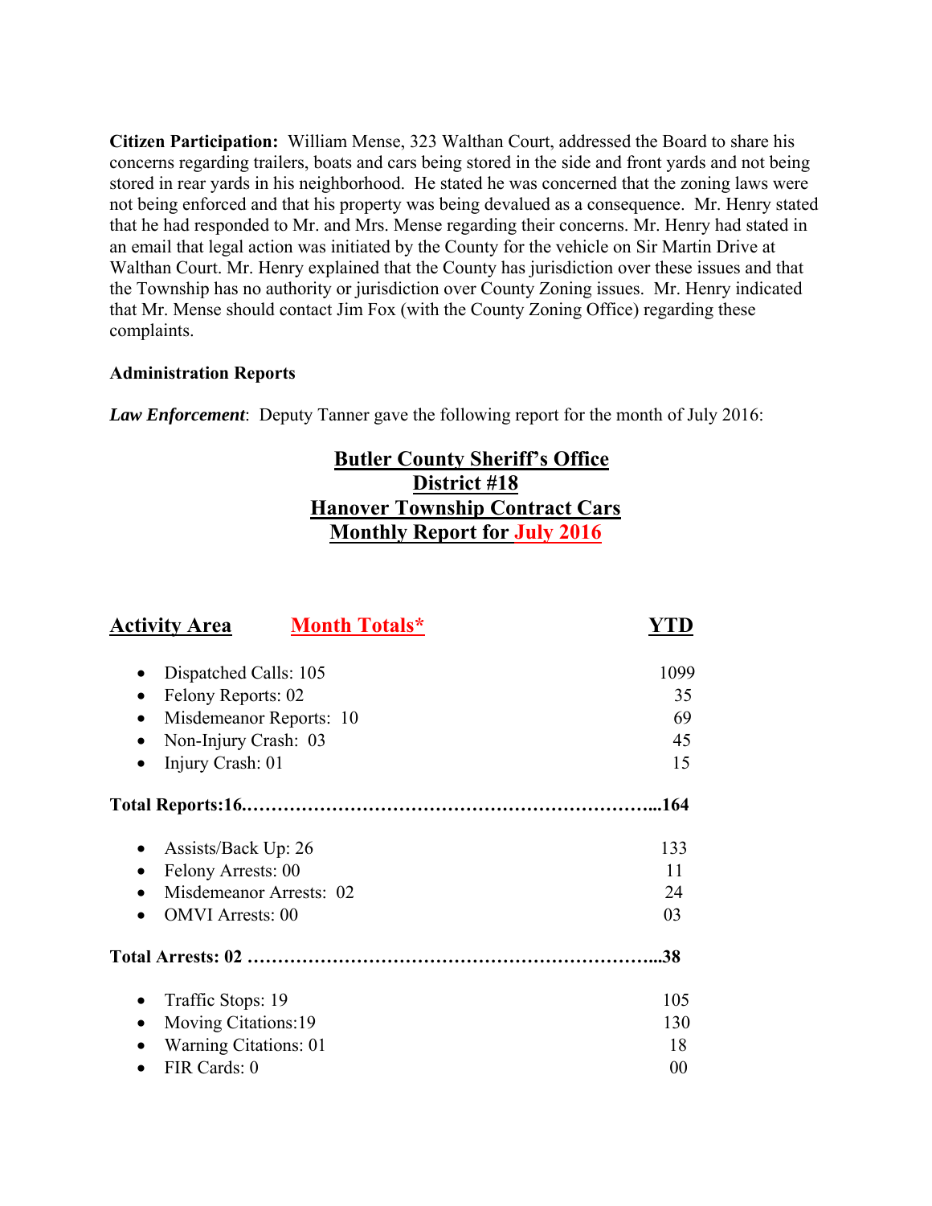**Citizen Participation:** William Mense, 323 Walthan Court, addressed the Board to share his concerns regarding trailers, boats and cars being stored in the side and front yards and not being stored in rear yards in his neighborhood. He stated he was concerned that the zoning laws were not being enforced and that his property was being devalued as a consequence. Mr. Henry stated that he had responded to Mr. and Mrs. Mense regarding their concerns. Mr. Henry had stated in an email that legal action was initiated by the County for the vehicle on Sir Martin Drive at Walthan Court. Mr. Henry explained that the County has jurisdiction over these issues and that the Township has no authority or jurisdiction over County Zoning issues. Mr. Henry indicated that Mr. Mense should contact Jim Fox (with the County Zoning Office) regarding these complaints.

**Administration Reports**

***Law Enforcement***: Deputy Tanner gave the following report for the month of July 2016:

**Butler County Sheriff's Office**
**District #18**
**Hanover Township Contract Cars**
**Monthly Report for July 2016**

| Activity Area | Month Totals* | YTD |
|---|---|---|
| Dispatched Calls | 105 | 1099 |
| Felony Reports | 02 | 35 |
| Misdemeanor Reports | 10 | 69 |
| Non-Injury Crash | 03 | 45 |
| Injury Crash | 01 | 15 |
| **Total Reports** | **16** | **164** |
| Assists/Back Up | 26 | 133 |
| Felony Arrests | 00 | 11 |
| Misdemeanor Arrests | 02 | 24 |
| OMVI Arrests | 00 | 03 |
| **Total Arrests** | **02** | **38** |
| Traffic Stops | 19 | 105 |
| Moving Citations | 19 | 130 |
| Warning Citations | 01 | 18 |
| FIR Cards | 0 | 00 |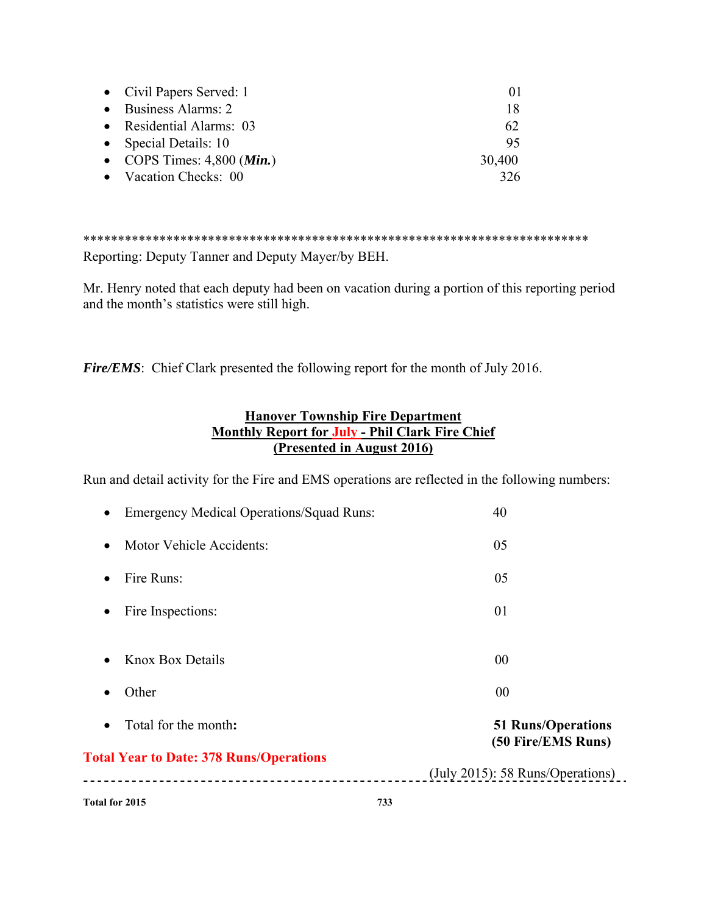- Civil Papers Served: 1 01
- Business Alarms: 2 18
- Residential Alarms: 03 62
- Special Details: 10 95
- COPS Times: 4,800 (***Min.***) 30,400
- Vacation Checks: 00 326

\*\*\*\*\*\*\*\*\*\*\*\*\*\*\*\*\*\*\*\*\*\*\*\*\*\*\*\*\*\*\*\*\*\*\*\*\*\*\*\*\*\*\*\*\*\*\*\*\*\*\*\*\*\*\*\*\*\*\*\*\*\*\*\*\*\*\*\*\*\*\*\*\*\*

Reporting: Deputy Tanner and Deputy Mayer/by BEH.

Mr. Henry noted that each deputy had been on vacation during a portion of this reporting period and the month's statistics were still high.

***Fire/EMS***: Chief Clark presented the following report for the month of July 2016.

**Hanover Township Fire Department**
**Monthly Report for July - Phil Clark Fire Chief**
**(Presented in August 2016)**

Run and detail activity for the Fire and EMS operations are reflected in the following numbers:

- Emergency Medical Operations/Squad Runs: 40
- Motor Vehicle Accidents: 05
- Fire Runs: 05
- Fire Inspections: 01
- Knox Box Details 00
- Other 00
- Total for the month**:** **51 Runs/Operations (50 Fire/EMS Runs)**

**Total Year to Date: 378 Runs/Operations**

(July 2015): 58 Runs/Operations)

---

**Total for 2015** **733**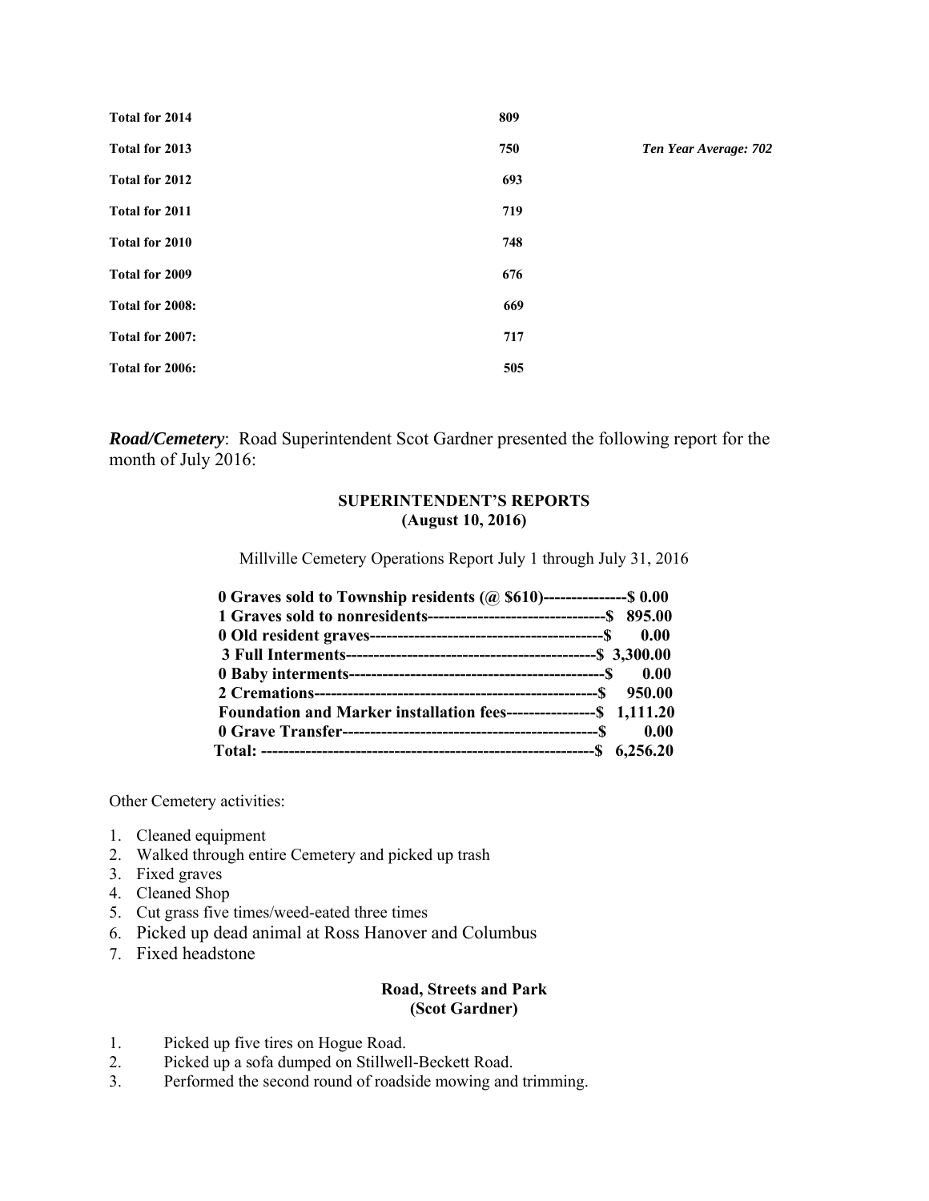| | | |
|---|---|---|
| **Total for 2014** | **809** | |
| **Total for 2013** | **750** | ***Ten Year Average: 702*** |
| **Total for 2012** | **693** | |
| **Total for 2011** | **719** | |
| **Total for 2010** | **748** | |
| **Total for 2009** | **676** | |
| **Total for 2008:** | **669** | |
| **Total for 2007:** | **717** | |
| **Total for 2006:** | **505** | |

***Road/Cemetery***: Road Superintendent Scot Gardner presented the following report for the month of July 2016:

**SUPERINTENDENT'S REPORTS**
**(August 10, 2016)**

Millville Cemetery Operations Report July 1 through July 31, 2016

**0 Graves sold to Township residents (@ $610)---------------$ 0.00**
**1 Graves sold to nonresidents--------------------------------$ 895.00**
**0 Old resident graves------------------------------------------$ 0.00**
**3 Full Interments---------------------------------------------$ 3,300.00**
**0 Baby interments---------------------------------------------$ 0.00**
**2 Cremations--------------------------------------------------$ 950.00**
**Foundation and Marker installation fees----------------$ 1,111.20**
**0 Grave Transfer---------------------------------------------$ 0.00**
**Total: ----------------------------------------------------------$ 6,256.20**

Other Cemetery activities:

1. Cleaned equipment
2. Walked through entire Cemetery and picked up trash
3. Fixed graves
4. Cleaned Shop
5. Cut grass five times/weed-eated three times
6. Picked up dead animal at Ross Hanover and Columbus
7. Fixed headstone

**Road, Streets and Park**
**(Scot Gardner)**

1. Picked up five tires on Hogue Road.
2. Picked up a sofa dumped on Stillwell-Beckett Road.
3. Performed the second round of roadside mowing and trimming.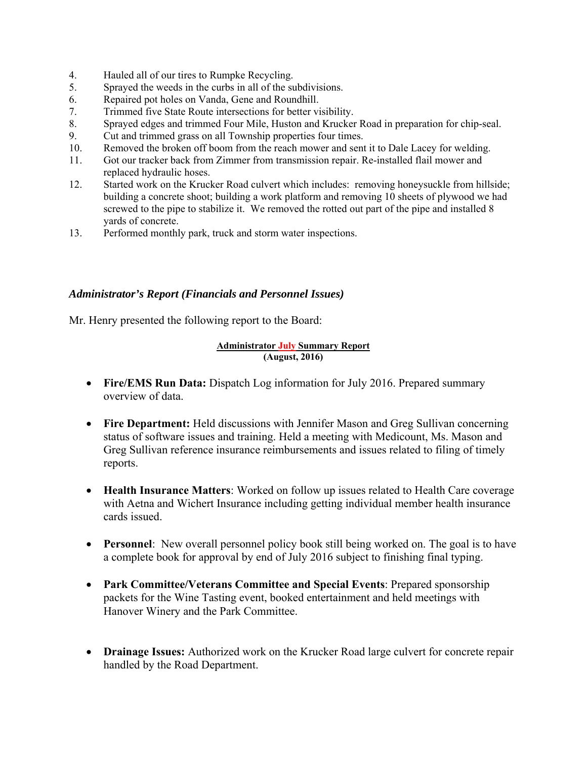4. Hauled all of our tires to Rumpke Recycling.
5. Sprayed the weeds in the curbs in all of the subdivisions.
6. Repaired pot holes on Vanda, Gene and Roundhill.
7. Trimmed five State Route intersections for better visibility.
8. Sprayed edges and trimmed Four Mile, Huston and Krucker Road in preparation for chip-seal.
9. Cut and trimmed grass on all Township properties four times.
10. Removed the broken off boom from the reach mower and sent it to Dale Lacey for welding.
11. Got our tracker back from Zimmer from transmission repair. Re-installed flail mower and replaced hydraulic hoses.
12. Started work on the Krucker Road culvert which includes: removing honeysuckle from hillside; building a concrete shoot; building a work platform and removing 10 sheets of plywood we had screwed to the pipe to stabilize it. We removed the rotted out part of the pipe and installed 8 yards of concrete.
13. Performed monthly park, truck and storm water inspections.

### *Administrator's Report (Financials and Personnel Issues)*

Mr. Henry presented the following report to the Board:

**Administrator July Summary Report**
**(August, 2016)**

- **Fire/EMS Run Data:** Dispatch Log information for July 2016. Prepared summary overview of data.

- **Fire Department:** Held discussions with Jennifer Mason and Greg Sullivan concerning status of software issues and training. Held a meeting with Medicount, Ms. Mason and Greg Sullivan reference insurance reimbursements and issues related to filing of timely reports.

- **Health Insurance Matters**: Worked on follow up issues related to Health Care coverage with Aetna and Wichert Insurance including getting individual member health insurance cards issued.

- **Personnel**: New overall personnel policy book still being worked on. The goal is to have a complete book for approval by end of July 2016 subject to finishing final typing.

- **Park Committee/Veterans Committee and Special Events**: Prepared sponsorship packets for the Wine Tasting event, booked entertainment and held meetings with Hanover Winery and the Park Committee.

- **Drainage Issues:** Authorized work on the Krucker Road large culvert for concrete repair handled by the Road Department.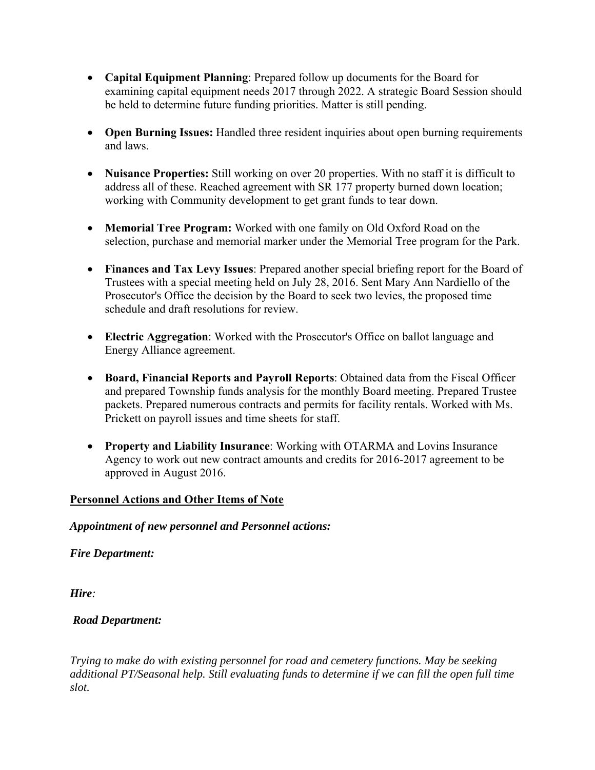- **Capital Equipment Planning**: Prepared follow up documents for the Board for examining capital equipment needs 2017 through 2022. A strategic Board Session should be held to determine future funding priorities. Matter is still pending.

- **Open Burning Issues:** Handled three resident inquiries about open burning requirements and laws.

- **Nuisance Properties:** Still working on over 20 properties. With no staff it is difficult to address all of these. Reached agreement with SR 177 property burned down location; working with Community development to get grant funds to tear down.

- **Memorial Tree Program:** Worked with one family on Old Oxford Road on the selection, purchase and memorial marker under the Memorial Tree program for the Park.

- **Finances and Tax Levy Issues**: Prepared another special briefing report for the Board of Trustees with a special meeting held on July 28, 2016. Sent Mary Ann Nardiello of the Prosecutor's Office the decision by the Board to seek two levies, the proposed time schedule and draft resolutions for review.

- **Electric Aggregation**: Worked with the Prosecutor's Office on ballot language and Energy Alliance agreement.

- **Board, Financial Reports and Payroll Reports**: Obtained data from the Fiscal Officer and prepared Township funds analysis for the monthly Board meeting. Prepared Trustee packets. Prepared numerous contracts and permits for facility rentals. Worked with Ms. Prickett on payroll issues and time sheets for staff.

- **Property and Liability Insurance**: Working with OTARMA and Lovins Insurance Agency to work out new contract amounts and credits for 2016-2017 agreement to be approved in August 2016.

## Personnel Actions and Other Items of Note

***Appointment of new personnel and Personnel actions:***

***Fire Department:***

***Hire:***

***Road Department:***

*Trying to make do with existing personnel for road and cemetery functions. May be seeking additional PT/Seasonal help. Still evaluating funds to determine if we can fill the open full time slot.*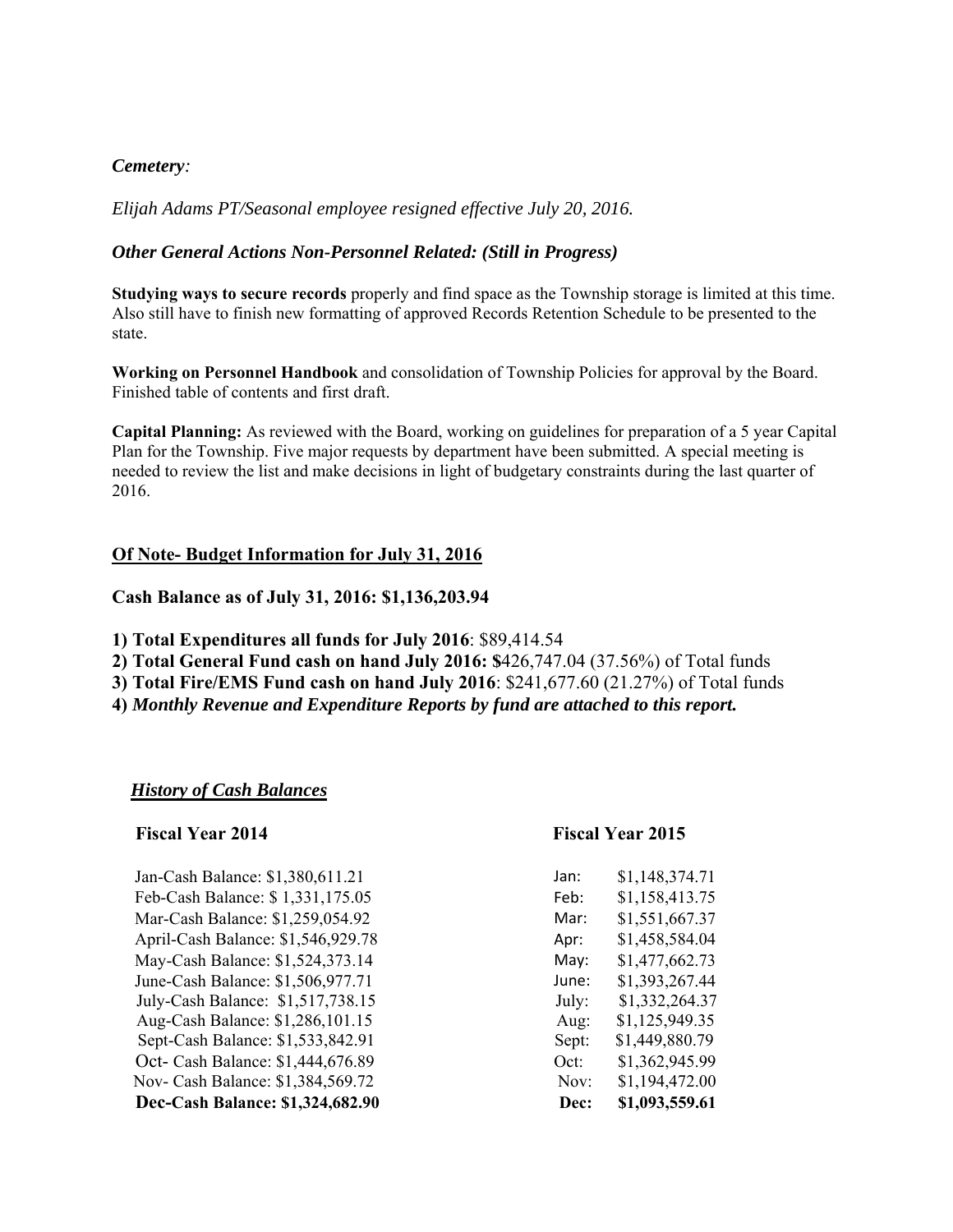*Cemetery:*

*Elijah Adams PT/Seasonal employee resigned effective July 20, 2016.*

***Other General Actions Non-Personnel Related: (Still in Progress)***

**Studying ways to secure records** properly and find space as the Township storage is limited at this time. Also still have to finish new formatting of approved Records Retention Schedule to be presented to the state.

**Working on Personnel Handbook** and consolidation of Township Policies for approval by the Board. Finished table of contents and first draft.

**Capital Planning:** As reviewed with the Board, working on guidelines for preparation of a 5 year Capital Plan for the Township. Five major requests by department have been submitted. A special meeting is needed to review the list and make decisions in light of budgetary constraints during the last quarter of 2016.

**<u>Of Note- Budget Information for July 31, 2016</u>**

**Cash Balance as of July 31, 2016: $1,136,203.94**

**1) Total Expenditures all funds for July 2016**: $89,414.54
**2) Total General Fund cash on hand July 2016: $**426,747.04 (37.56%) of Total funds
**3) Total Fire/EMS Fund cash on hand July 2016**: $241,677.60 (21.27%) of Total funds
**4)** ***Monthly Revenue and Expenditure Reports by fund are attached to this report.***

***<u>History of Cash Balances</u>***

| Fiscal Year 2014 | Fiscal Year 2015 | |
|---|---|---|
| Jan-Cash Balance: $1,380,611.21 | Jan: | $1,148,374.71 |
| Feb-Cash Balance: $ 1,331,175.05 | Feb: | $1,158,413.75 |
| Mar-Cash Balance: $1,259,054.92 | Mar: | $1,551,667.37 |
| April-Cash Balance: $1,546,929.78 | Apr: | $1,458,584.04 |
| May-Cash Balance: $1,524,373.14 | May: | $1,477,662.73 |
| June-Cash Balance: $1,506,977.71 | June: | $1,393,267.44 |
| July-Cash Balance: $1,517,738.15 | July: | $1,332,264.37 |
| Aug-Cash Balance: $1,286,101.15 | Aug: | $1,125,949.35 |
| Sept-Cash Balance: $1,533,842.91 | Sept: | $1,449,880.79 |
| Oct- Cash Balance: $1,444,676.89 | Oct: | $1,362,945.99 |
| Nov- Cash Balance: $1,384,569.72 | Nov: | $1,194,472.00 |
| **Dec-Cash Balance: $1,324,682.90** | **Dec:** | **$1,093,559.61** |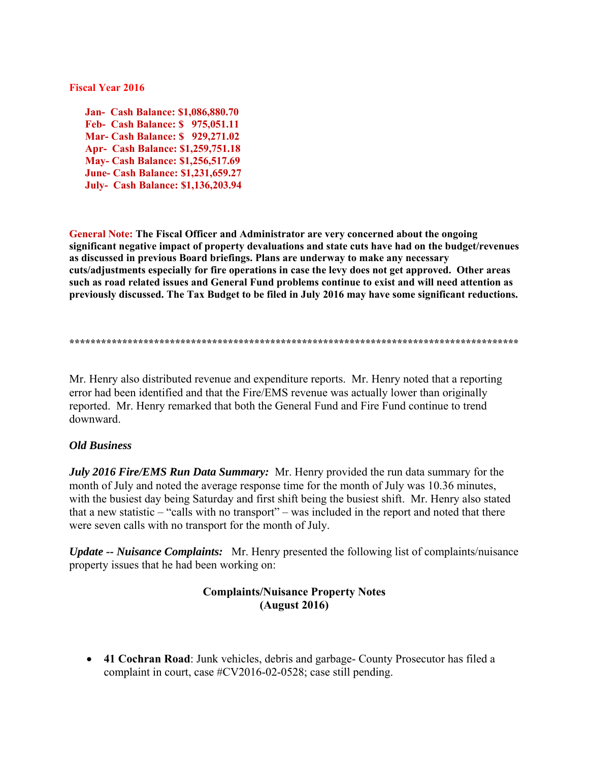**Fiscal Year 2016**

**Jan- Cash Balance: $1,086,880.70**
**Feb- Cash Balance: $ 975,051.11**
**Mar- Cash Balance: $ 929,271.02**
**Apr- Cash Balance: $1,259,751.18**
**May- Cash Balance: $1,256,517.69**
**June- Cash Balance: $1,231,659.27**
**July- Cash Balance: $1,136,203.94**

**General Note: The Fiscal Officer and Administrator are very concerned about the ongoing significant negative impact of property devaluations and state cuts have had on the budget/revenues as discussed in previous Board briefings. Plans are underway to make any necessary cuts/adjustments especially for fire operations in case the levy does not get approved. Other areas such as road related issues and General Fund problems continue to exist and will need attention as previously discussed. The Tax Budget to be filed in July 2016 may have some significant reductions.**

****************************************************************************************

Mr. Henry also distributed revenue and expenditure reports. Mr. Henry noted that a reporting error had been identified and that the Fire/EMS revenue was actually lower than originally reported. Mr. Henry remarked that both the General Fund and Fire Fund continue to trend downward.

***Old Business***

***July 2016 Fire/EMS Run Data Summary:*** Mr. Henry provided the run data summary for the month of July and noted the average response time for the month of July was 10.36 minutes, with the busiest day being Saturday and first shift being the busiest shift. Mr. Henry also stated that a new statistic – "calls with no transport" – was included in the report and noted that there were seven calls with no transport for the month of July.

***Update -- Nuisance Complaints:*** Mr. Henry presented the following list of complaints/nuisance property issues that he had been working on:

**Complaints/Nuisance Property Notes**
**(August 2016)**

- **41 Cochran Road**: Junk vehicles, debris and garbage- County Prosecutor has filed a complaint in court, case #CV2016-02-0528; case still pending.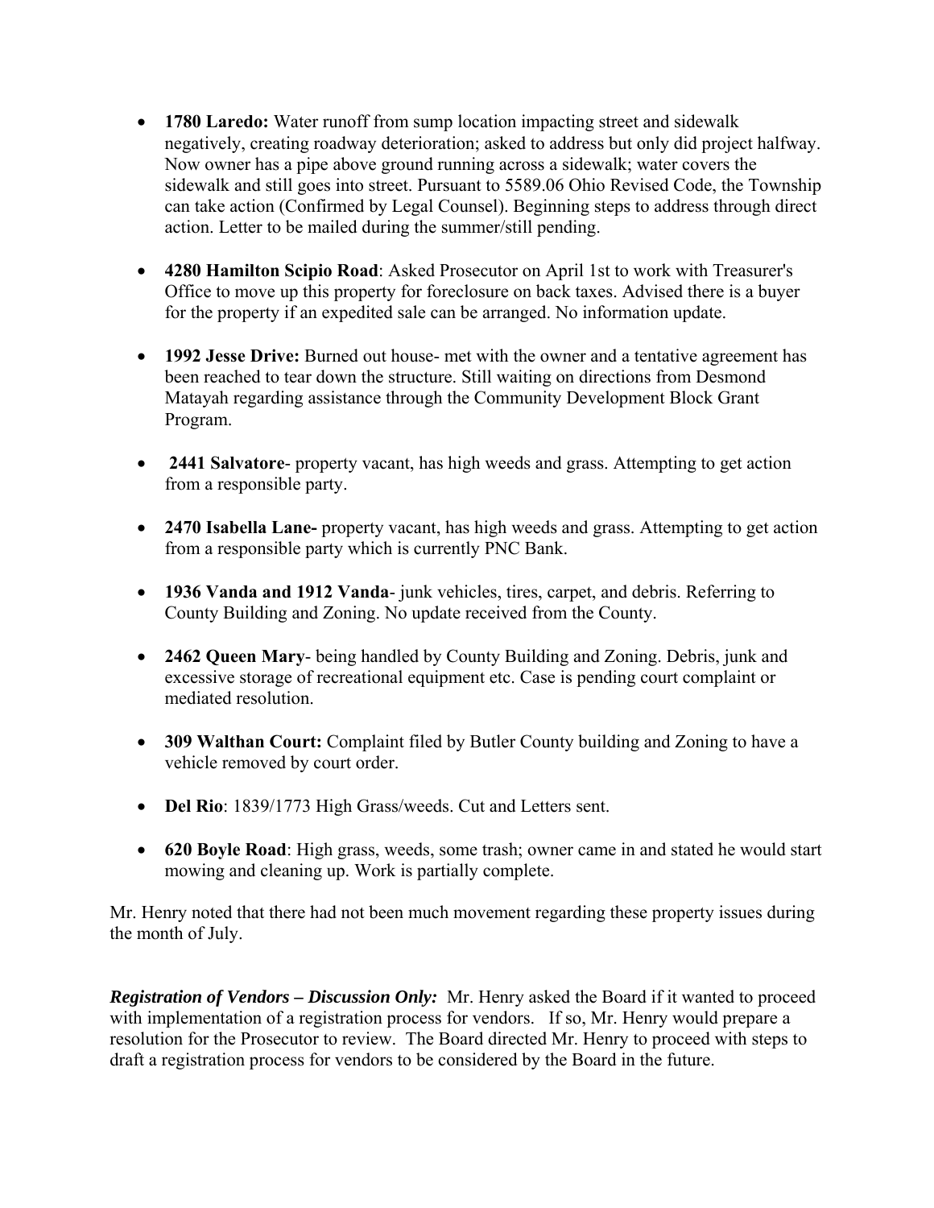- **1780 Laredo:** Water runoff from sump location impacting street and sidewalk negatively, creating roadway deterioration; asked to address but only did project halfway. Now owner has a pipe above ground running across a sidewalk; water covers the sidewalk and still goes into street. Pursuant to 5589.06 Ohio Revised Code, the Township can take action (Confirmed by Legal Counsel). Beginning steps to address through direct action. Letter to be mailed during the summer/still pending.

- **4280 Hamilton Scipio Road**: Asked Prosecutor on April 1st to work with Treasurer's Office to move up this property for foreclosure on back taxes. Advised there is a buyer for the property if an expedited sale can be arranged. No information update.

- **1992 Jesse Drive:** Burned out house- met with the owner and a tentative agreement has been reached to tear down the structure. Still waiting on directions from Desmond Matayah regarding assistance through the Community Development Block Grant Program.

- **2441 Salvatore**- property vacant, has high weeds and grass. Attempting to get action from a responsible party.

- **2470 Isabella Lane-** property vacant, has high weeds and grass. Attempting to get action from a responsible party which is currently PNC Bank.

- **1936 Vanda and 1912 Vanda**- junk vehicles, tires, carpet, and debris. Referring to County Building and Zoning. No update received from the County.

- **2462 Queen Mary**- being handled by County Building and Zoning. Debris, junk and excessive storage of recreational equipment etc. Case is pending court complaint or mediated resolution.

- **309 Walthan Court:** Complaint filed by Butler County building and Zoning to have a vehicle removed by court order.

- **Del Rio**: 1839/1773 High Grass/weeds. Cut and Letters sent.

- **620 Boyle Road**: High grass, weeds, some trash; owner came in and stated he would start mowing and cleaning up. Work is partially complete.

Mr. Henry noted that there had not been much movement regarding these property issues during the month of July.

***Registration of Vendors – Discussion Only:*** Mr. Henry asked the Board if it wanted to proceed with implementation of a registration process for vendors. If so, Mr. Henry would prepare a resolution for the Prosecutor to review. The Board directed Mr. Henry to proceed with steps to draft a registration process for vendors to be considered by the Board in the future.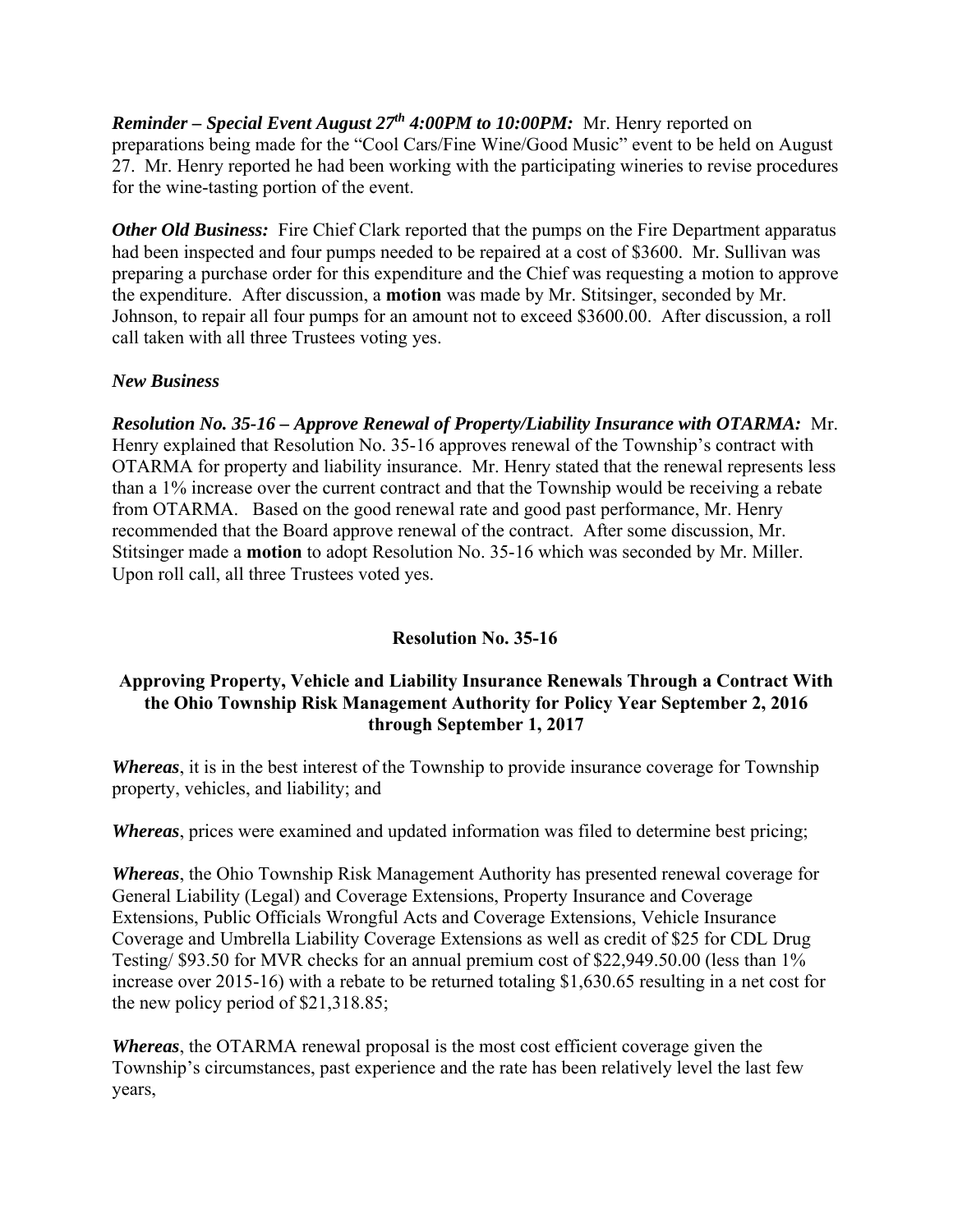***Reminder – Special Event August 27th 4:00PM to 10:00PM:*** Mr. Henry reported on preparations being made for the "Cool Cars/Fine Wine/Good Music" event to be held on August 27. Mr. Henry reported he had been working with the participating wineries to revise procedures for the wine-tasting portion of the event.

***Other Old Business:*** Fire Chief Clark reported that the pumps on the Fire Department apparatus had been inspected and four pumps needed to be repaired at a cost of $3600. Mr. Sullivan was preparing a purchase order for this expenditure and the Chief was requesting a motion to approve the expenditure. After discussion, a **motion** was made by Mr. Stitsinger, seconded by Mr. Johnson, to repair all four pumps for an amount not to exceed $3600.00. After discussion, a roll call taken with all three Trustees voting yes.

***New Business***

***Resolution No. 35-16 – Approve Renewal of Property/Liability Insurance with OTARMA:*** Mr. Henry explained that Resolution No. 35-16 approves renewal of the Township's contract with OTARMA for property and liability insurance. Mr. Henry stated that the renewal represents less than a 1% increase over the current contract and that the Township would be receiving a rebate from OTARMA. Based on the good renewal rate and good past performance, Mr. Henry recommended that the Board approve renewal of the contract. After some discussion, Mr. Stitsinger made a **motion** to adopt Resolution No. 35-16 which was seconded by Mr. Miller. Upon roll call, all three Trustees voted yes.

**Resolution No. 35-16**

**Approving Property, Vehicle and Liability Insurance Renewals Through a Contract With the Ohio Township Risk Management Authority for Policy Year September 2, 2016 through September 1, 2017**

***Whereas***, it is in the best interest of the Township to provide insurance coverage for Township property, vehicles, and liability; and

***Whereas***, prices were examined and updated information was filed to determine best pricing;

***Whereas***, the Ohio Township Risk Management Authority has presented renewal coverage for General Liability (Legal) and Coverage Extensions, Property Insurance and Coverage Extensions, Public Officials Wrongful Acts and Coverage Extensions, Vehicle Insurance Coverage and Umbrella Liability Coverage Extensions as well as credit of $25 for CDL Drug Testing/ $93.50 for MVR checks for an annual premium cost of $22,949.50.00 (less than 1% increase over 2015-16) with a rebate to be returned totaling $1,630.65 resulting in a net cost for the new policy period of $21,318.85;

***Whereas***, the OTARMA renewal proposal is the most cost efficient coverage given the Township's circumstances, past experience and the rate has been relatively level the last few years,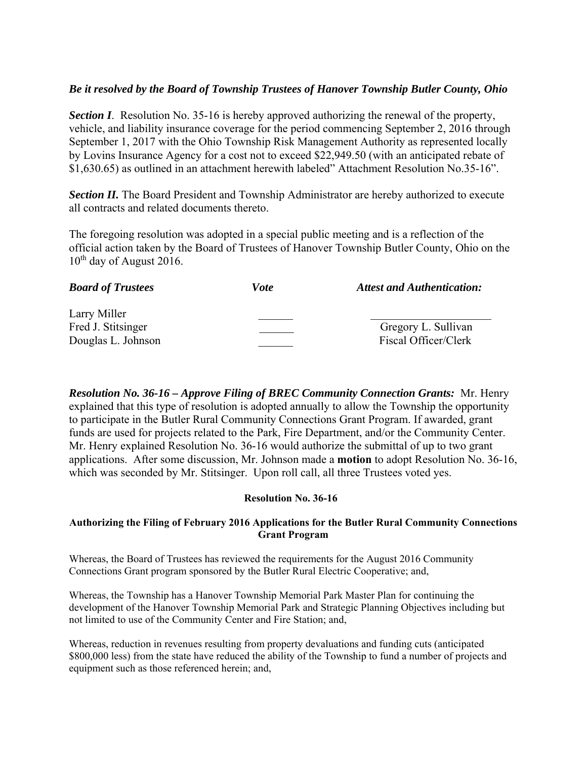***Be it resolved by the Board of Township Trustees of Hanover Township Butler County, Ohio***

***Section I***. Resolution No. 35-16 is hereby approved authorizing the renewal of the property, vehicle, and liability insurance coverage for the period commencing September 2, 2016 through September 1, 2017 with the Ohio Township Risk Management Authority as represented locally by Lovins Insurance Agency for a cost not to exceed $22,949.50 (with an anticipated rebate of $1,630.65) as outlined in an attachment herewith labeled" Attachment Resolution No.35-16".

***Section II.*** The Board President and Township Administrator are hereby authorized to execute all contracts and related documents thereto.

The foregoing resolution was adopted in a special public meeting and is a reflection of the official action taken by the Board of Trustees of Hanover Township Butler County, Ohio on the 10th day of August 2016.

| ***Board of Trustees*** | ***Vote*** | ***Attest and Authentication:*** |
|---|---|---|
| Larry Miller | ______ | ____________________ |
| Fred J. Stitsinger | ______ | Gregory L. Sullivan |
| Douglas L. Johnson | ______ | Fiscal Officer/Clerk |

***Resolution No. 36-16 – Approve Filing of BREC Community Connection Grants:*** Mr. Henry explained that this type of resolution is adopted annually to allow the Township the opportunity to participate in the Butler Rural Community Connections Grant Program. If awarded, grant funds are used for projects related to the Park, Fire Department, and/or the Community Center. Mr. Henry explained Resolution No. 36-16 would authorize the submittal of up to two grant applications. After some discussion, Mr. Johnson made a **motion** to adopt Resolution No. 36-16, which was seconded by Mr. Stitsinger. Upon roll call, all three Trustees voted yes.

**Resolution No. 36-16**

**Authorizing the Filing of February 2016 Applications for the Butler Rural Community Connections Grant Program**

Whereas, the Board of Trustees has reviewed the requirements for the August 2016 Community Connections Grant program sponsored by the Butler Rural Electric Cooperative; and,

Whereas, the Township has a Hanover Township Memorial Park Master Plan for continuing the development of the Hanover Township Memorial Park and Strategic Planning Objectives including but not limited to use of the Community Center and Fire Station; and,

Whereas, reduction in revenues resulting from property devaluations and funding cuts (anticipated $800,000 less) from the state have reduced the ability of the Township to fund a number of projects and equipment such as those referenced herein; and,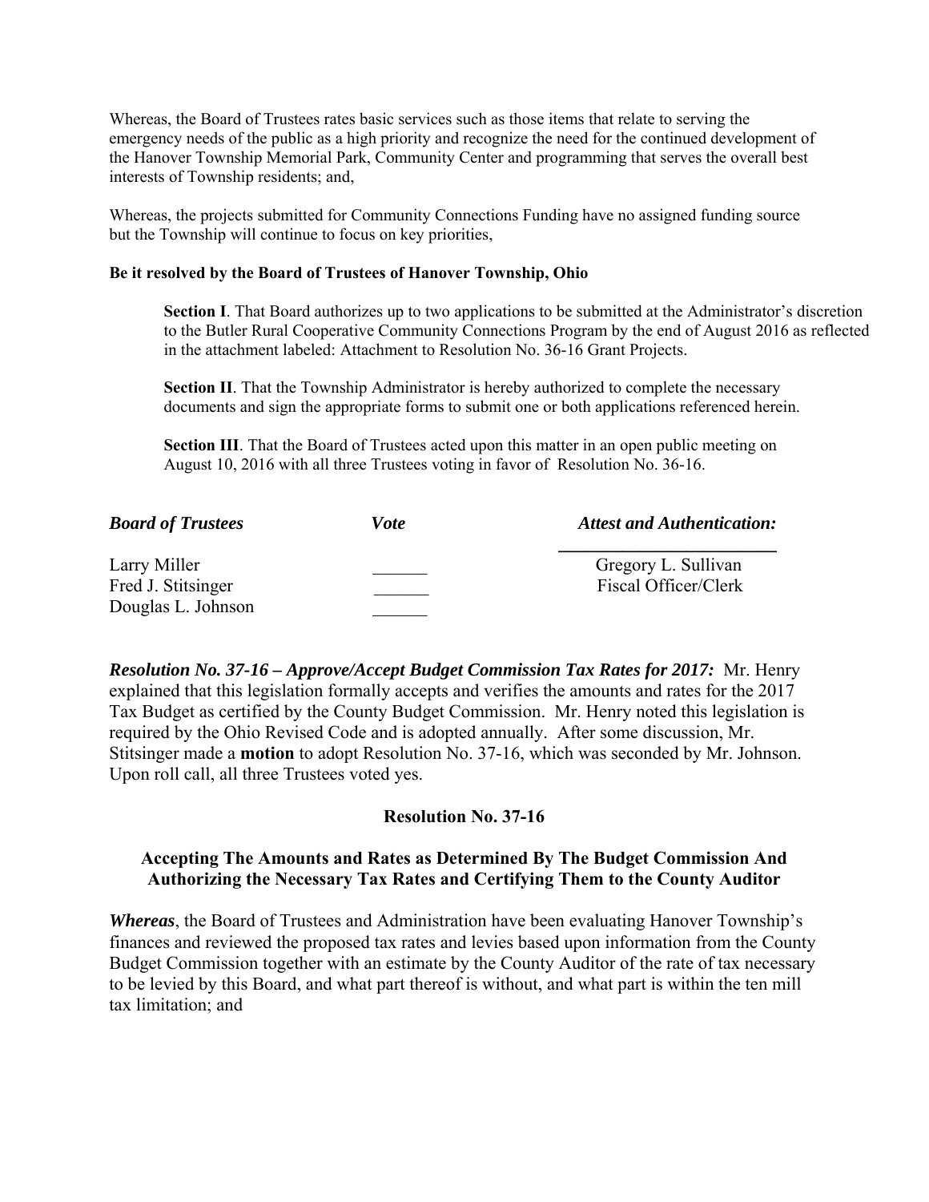Whereas, the Board of Trustees rates basic services such as those items that relate to serving the emergency needs of the public as a high priority and recognize the need for the continued development of the Hanover Township Memorial Park, Community Center and programming that serves the overall best interests of Township residents; and,

Whereas, the projects submitted for Community Connections Funding have no assigned funding source but the Township will continue to focus on key priorities,

**Be it resolved by the Board of Trustees of Hanover Township, Ohio**

> **Section I**. That Board authorizes up to two applications to be submitted at the Administrator's discretion to the Butler Rural Cooperative Community Connections Program by the end of August 2016 as reflected in the attachment labeled: Attachment to Resolution No. 36-16 Grant Projects.
>
> **Section II**. That the Township Administrator is hereby authorized to complete the necessary documents and sign the appropriate forms to submit one or both applications referenced herein.
>
> **Section III**. That the Board of Trustees acted upon this matter in an open public meeting on August 10, 2016 with all three Trustees voting in favor of Resolution No. 36-16.

| ***Board of Trustees*** | ***Vote*** | ***Attest and Authentication:*** |
|---|---|---|
| Larry Miller | ______ | ________________________ Gregory L. Sullivan |
| Fred J. Stitsinger | ______ | Fiscal Officer/Clerk |
| Douglas L. Johnson | ______ | |

***Resolution No. 37-16 – Approve/Accept Budget Commission Tax Rates for 2017:*** Mr. Henry explained that this legislation formally accepts and verifies the amounts and rates for the 2017 Tax Budget as certified by the County Budget Commission. Mr. Henry noted this legislation is required by the Ohio Revised Code and is adopted annually. After some discussion, Mr. Stitsinger made a **motion** to adopt Resolution No. 37-16, which was seconded by Mr. Johnson. Upon roll call, all three Trustees voted yes.

## Resolution No. 37-16

### Accepting The Amounts and Rates as Determined By The Budget Commission And Authorizing the Necessary Tax Rates and Certifying Them to the County Auditor

***Whereas***, the Board of Trustees and Administration have been evaluating Hanover Township's finances and reviewed the proposed tax rates and levies based upon information from the County Budget Commission together with an estimate by the County Auditor of the rate of tax necessary to be levied by this Board, and what part thereof is without, and what part is within the ten mill tax limitation; and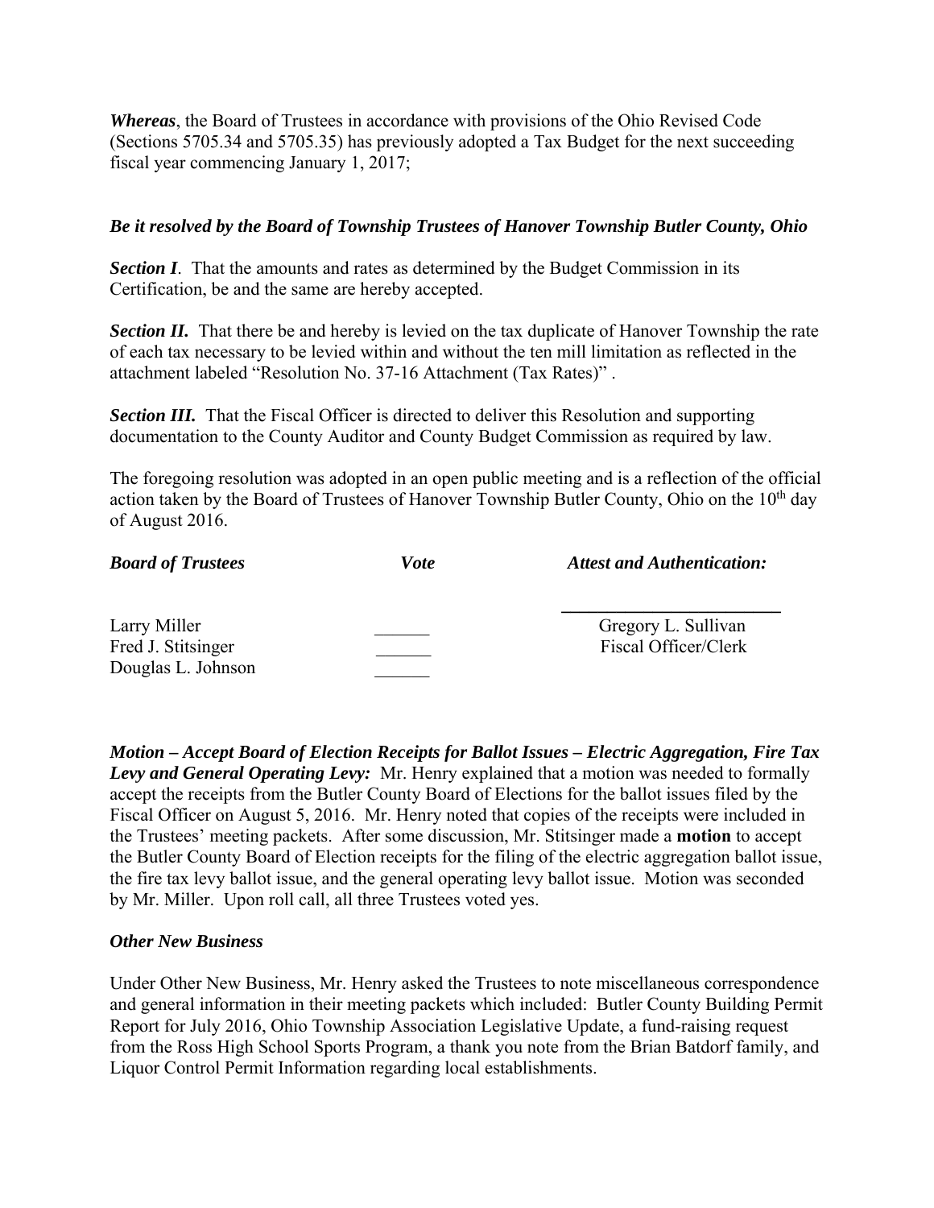***Whereas***, the Board of Trustees in accordance with provisions of the Ohio Revised Code (Sections 5705.34 and 5705.35) has previously adopted a Tax Budget for the next succeeding fiscal year commencing January 1, 2017;

***Be it resolved by the Board of Township Trustees of Hanover Township Butler County, Ohio***

***Section I***. That the amounts and rates as determined by the Budget Commission in its Certification, be and the same are hereby accepted.

***Section II.*** That there be and hereby is levied on the tax duplicate of Hanover Township the rate of each tax necessary to be levied within and without the ten mill limitation as reflected in the attachment labeled "Resolution No. 37-16 Attachment (Tax Rates)" .

***Section III.*** That the Fiscal Officer is directed to deliver this Resolution and supporting documentation to the County Auditor and County Budget Commission as required by law.

The foregoing resolution was adopted in an open public meeting and is a reflection of the official action taken by the Board of Trustees of Hanover Township Butler County, Ohio on the 10th day of August 2016.

| ***Board of Trustees*** | ***Vote*** | ***Attest and Authentication:*** |
|---|---|---|
| | | ________________________ |
| Larry Miller | ______ | Gregory L. Sullivan |
| Fred J. Stitsinger | ______ | Fiscal Officer/Clerk |
| Douglas L. Johnson | ______ | |

***Motion – Accept Board of Election Receipts for Ballot Issues – Electric Aggregation, Fire Tax Levy and General Operating Levy:*** Mr. Henry explained that a motion was needed to formally accept the receipts from the Butler County Board of Elections for the ballot issues filed by the Fiscal Officer on August 5, 2016. Mr. Henry noted that copies of the receipts were included in the Trustees' meeting packets. After some discussion, Mr. Stitsinger made a **motion** to accept the Butler County Board of Election receipts for the filing of the electric aggregation ballot issue, the fire tax levy ballot issue, and the general operating levy ballot issue. Motion was seconded by Mr. Miller. Upon roll call, all three Trustees voted yes.

***Other New Business***

Under Other New Business, Mr. Henry asked the Trustees to note miscellaneous correspondence and general information in their meeting packets which included: Butler County Building Permit Report for July 2016, Ohio Township Association Legislative Update, a fund-raising request from the Ross High School Sports Program, a thank you note from the Brian Batdorf family, and Liquor Control Permit Information regarding local establishments.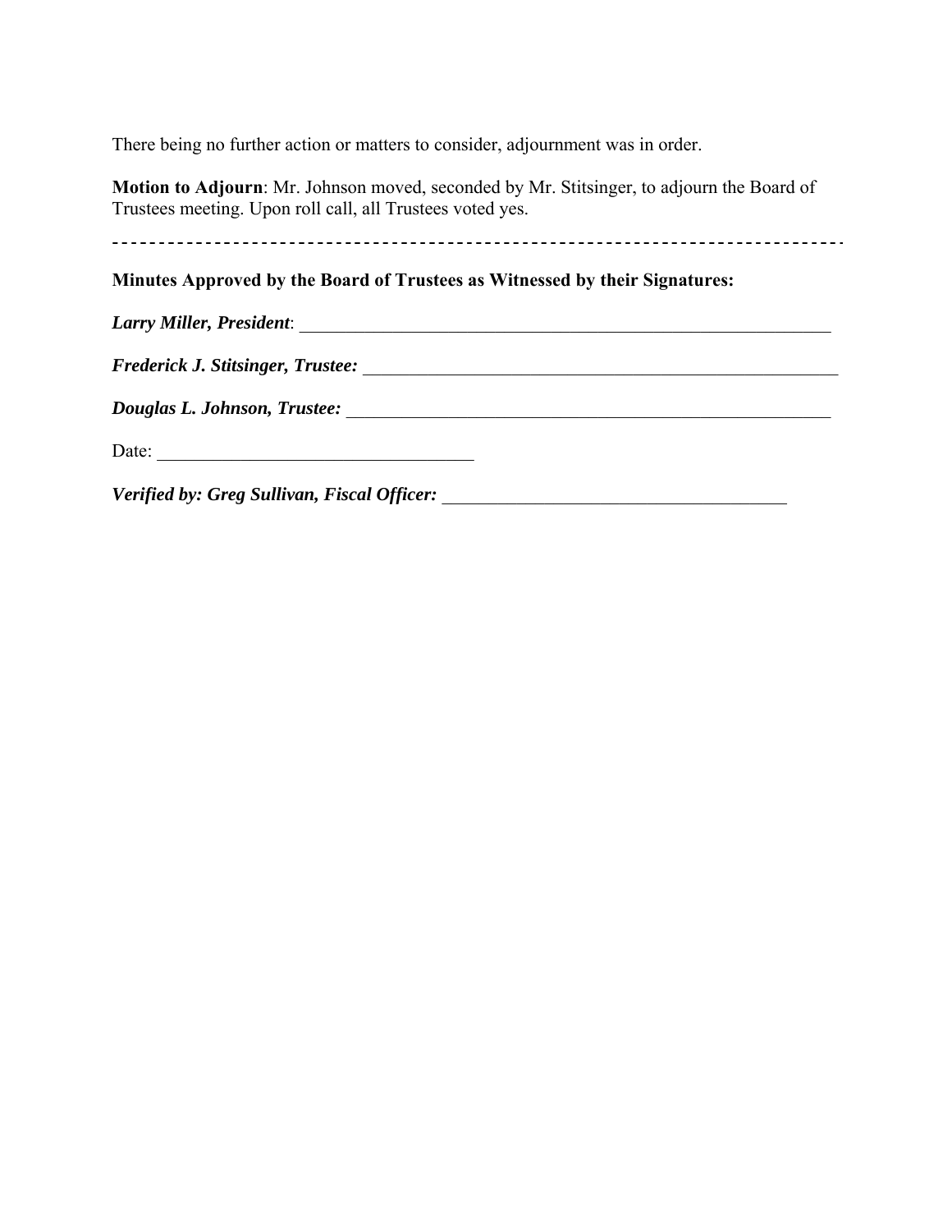There being no further action or matters to consider, adjournment was in order.

**Motion to Adjourn**: Mr. Johnson moved, seconded by Mr. Stitsinger, to adjourn the Board of Trustees meeting. Upon roll call, all Trustees voted yes.

---

**Minutes Approved by the Board of Trustees as Witnessed by their Signatures:**

***Larry Miller, President***: ____________________________________________________________

***Frederick J. Stitsinger, Trustee:*** ______________________________________________________

***Douglas L. Johnson, Trustee:*** ________________________________________________________

Date: ___________________________________

***Verified by: Greg Sullivan, Fiscal Officer:*** _______________________________________